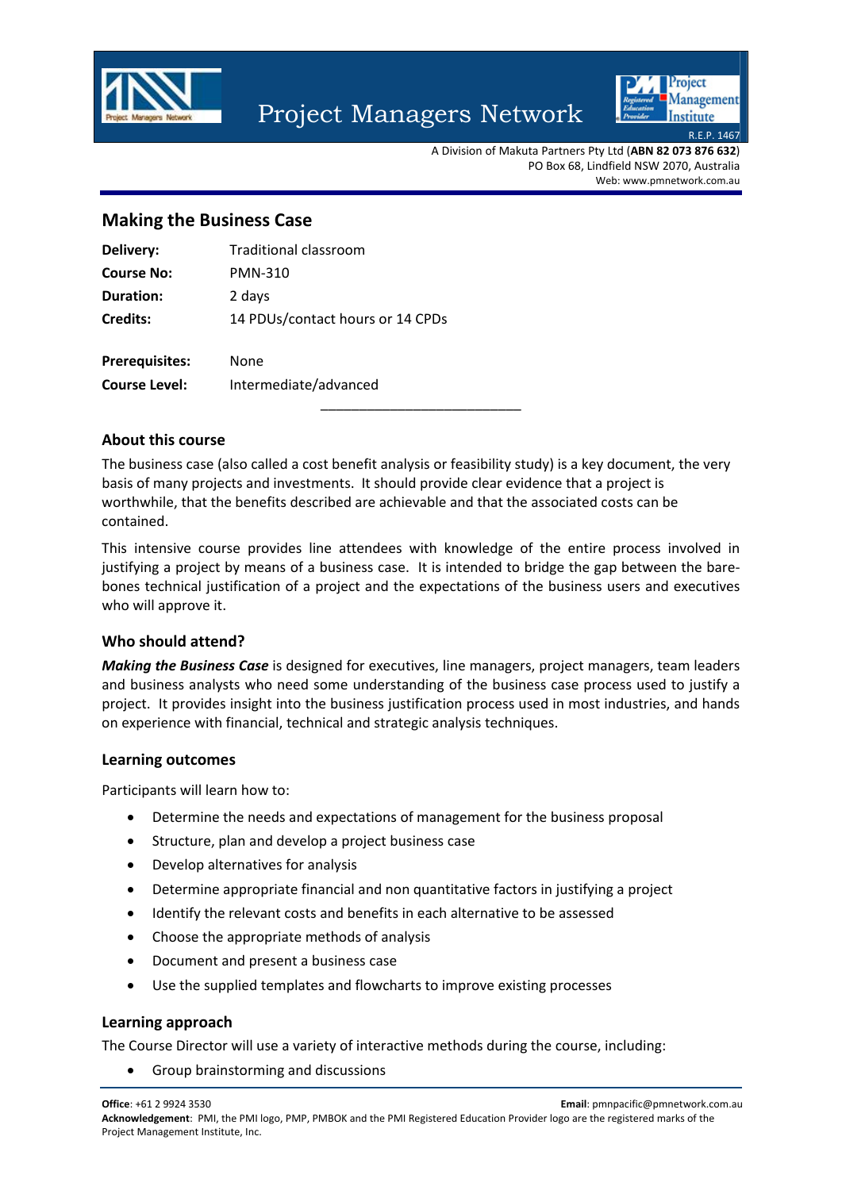Project Managers Network

R.E.P. 1467

A Division of Makuta Partners Pty Ltd (**ABN 82 073 876 632**)
PO Box 68, Lindfield NSW 2070, Australia
Web: www.pmnetwork.com.au

## Making the Business Case

| | |
|---|---|
| **Delivery:** | Traditional classroom |
| **Course No:** | PMN-310 |
| **Duration:** | 2 days |
| **Credits:** | 14 PDUs/contact hours or 14 CPDs |
| **Prerequisites:** | None |
| **Course Level:** | Intermediate/advanced |

---

### About this course

The business case (also called a cost benefit analysis or feasibility study) is a key document, the very basis of many projects and investments. It should provide clear evidence that a project is worthwhile, that the benefits described are achievable and that the associated costs can be contained.

This intensive course provides line attendees with knowledge of the entire process involved in justifying a project by means of a business case. It is intended to bridge the gap between the bare-bones technical justification of a project and the expectations of the business users and executives who will approve it.

### Who should attend?

***Making the Business Case*** is designed for executives, line managers, project managers, team leaders and business analysts who need some understanding of the business case process used to justify a project. It provides insight into the business justification process used in most industries, and hands on experience with financial, technical and strategic analysis techniques.

### Learning outcomes

Participants will learn how to:

- Determine the needs and expectations of management for the business proposal
- Structure, plan and develop a project business case
- Develop alternatives for analysis
- Determine appropriate financial and non quantitative factors in justifying a project
- Identify the relevant costs and benefits in each alternative to be assessed
- Choose the appropriate methods of analysis
- Document and present a business case
- Use the supplied templates and flowcharts to improve existing processes

### Learning approach

The Course Director will use a variety of interactive methods during the course, including:

- Group brainstorming and discussions

**Office**: +61 2 9924 3530 **Email**: pmnpacific@pmnetwork.com.au
**Acknowledgement**: PMI, the PMI logo, PMP, PMBOK and the PMI Registered Education Provider logo are the registered marks of the Project Management Institute, Inc.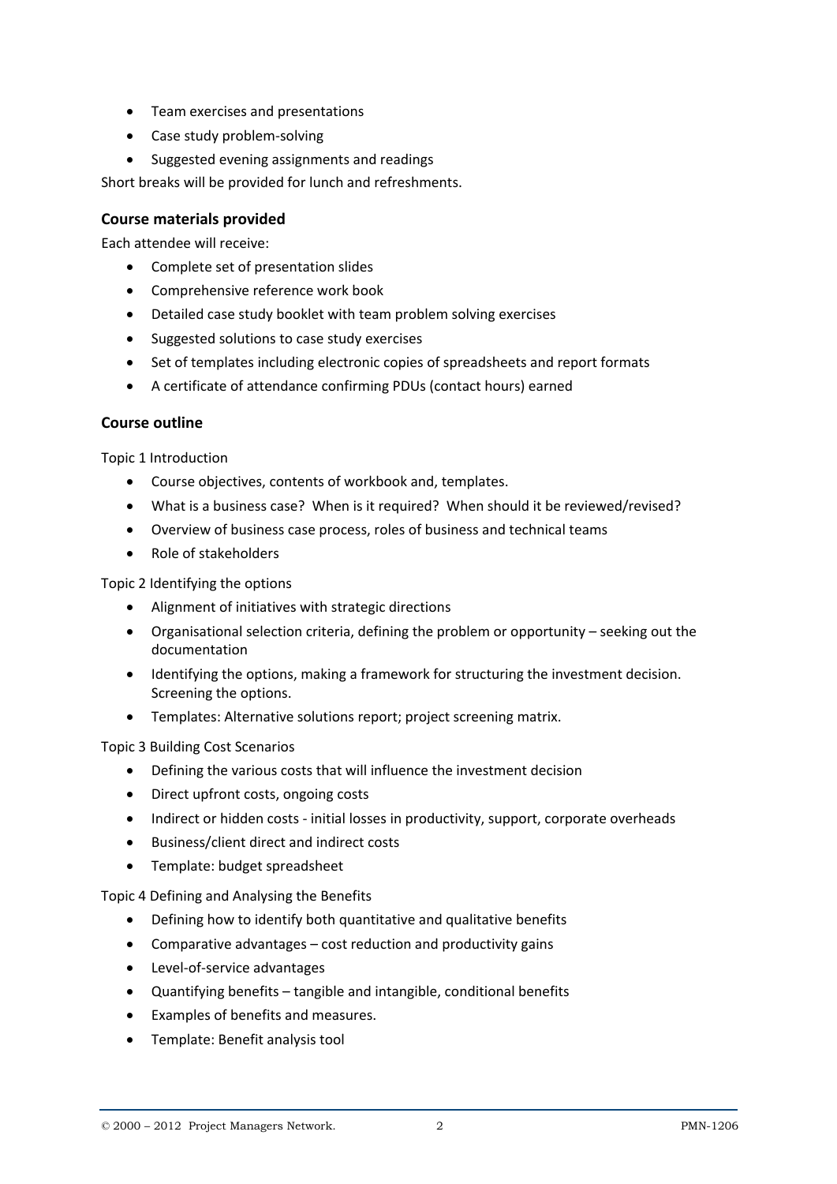- Team exercises and presentations
- Case study problem-solving
- Suggested evening assignments and readings

Short breaks will be provided for lunch and refreshments.

### Course materials provided

Each attendee will receive:

- Complete set of presentation slides
- Comprehensive reference work book
- Detailed case study booklet with team problem solving exercises
- Suggested solutions to case study exercises
- Set of templates including electronic copies of spreadsheets and report formats
- A certificate of attendance confirming PDUs (contact hours) earned

### Course outline

Topic 1 Introduction

- Course objectives, contents of workbook and, templates.
- What is a business case? When is it required? When should it be reviewed/revised?
- Overview of business case process, roles of business and technical teams
- Role of stakeholders

Topic 2 Identifying the options

- Alignment of initiatives with strategic directions
- Organisational selection criteria, defining the problem or opportunity – seeking out the documentation
- Identifying the options, making a framework for structuring the investment decision. Screening the options.
- Templates: Alternative solutions report; project screening matrix.

Topic 3 Building Cost Scenarios

- Defining the various costs that will influence the investment decision
- Direct upfront costs, ongoing costs
- Indirect or hidden costs - initial losses in productivity, support, corporate overheads
- Business/client direct and indirect costs
- Template: budget spreadsheet

Topic 4 Defining and Analysing the Benefits

- Defining how to identify both quantitative and qualitative benefits
- Comparative advantages – cost reduction and productivity gains
- Level-of-service advantages
- Quantifying benefits – tangible and intangible, conditional benefits
- Examples of benefits and measures.
- Template: Benefit analysis tool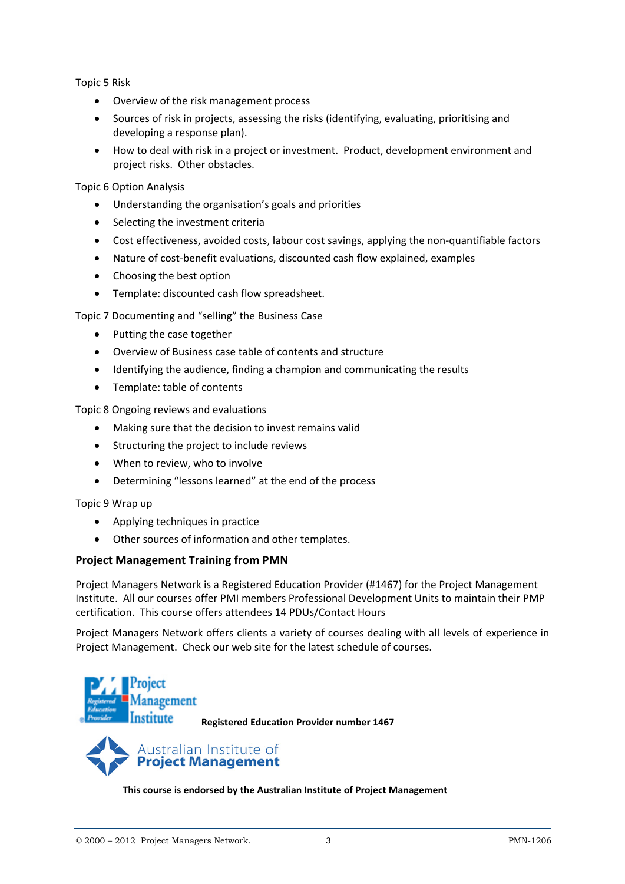Topic 5 Risk

- Overview of the risk management process
- Sources of risk in projects, assessing the risks (identifying, evaluating, prioritising and developing a response plan).
- How to deal with risk in a project or investment. Product, development environment and project risks. Other obstacles.

Topic 6 Option Analysis

- Understanding the organisation's goals and priorities
- Selecting the investment criteria
- Cost effectiveness, avoided costs, labour cost savings, applying the non-quantifiable factors
- Nature of cost-benefit evaluations, discounted cash flow explained, examples
- Choosing the best option
- Template: discounted cash flow spreadsheet.

Topic 7 Documenting and "selling" the Business Case

- Putting the case together
- Overview of Business case table of contents and structure
- Identifying the audience, finding a champion and communicating the results
- Template: table of contents

Topic 8 Ongoing reviews and evaluations

- Making sure that the decision to invest remains valid
- Structuring the project to include reviews
- When to review, who to involve
- Determining "lessons learned" at the end of the process

Topic 9 Wrap up

- Applying techniques in practice
- Other sources of information and other templates.

**Project Management Training from PMN**

Project Managers Network is a Registered Education Provider (#1467) for the Project Management Institute. All our courses offer PMI members Professional Development Units to maintain their PMP certification. This course offers attendees 14 PDUs/Contact Hours

Project Managers Network offers clients a variety of courses dealing with all levels of experience in Project Management. Check our web site for the latest schedule of courses.

PMI Project Management Institute Registered Education Provider

**Registered Education Provider number 1467**

Australian Institute of Project Management

**This course is endorsed by the Australian Institute of Project Management**

© 2000 – 2012 Project Managers Network. PMN-1206